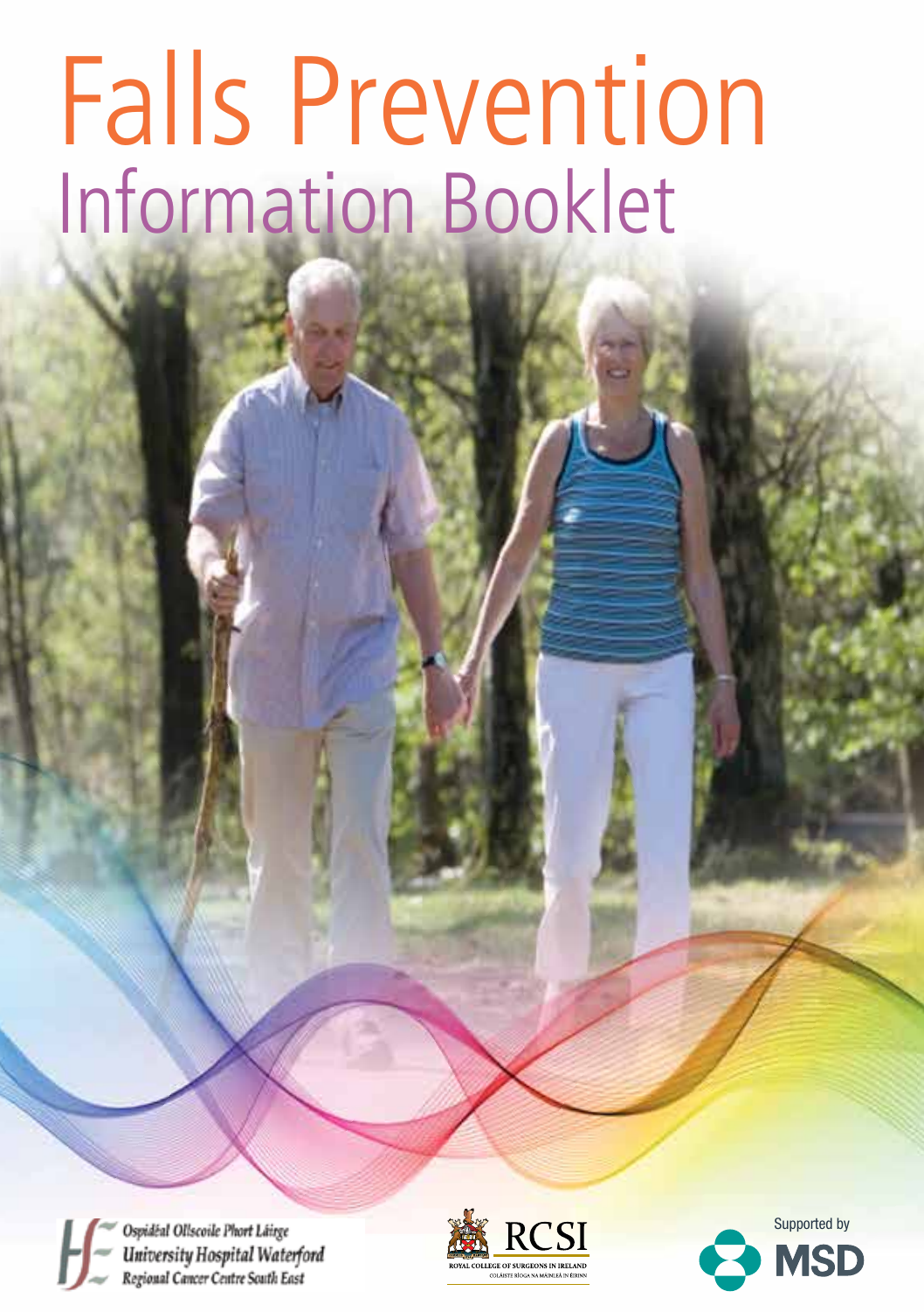# Falls Prevention

## Information Booklet

Ospidéal Ollscoile Phort Láirge
University Hospital Waterford
Regional Cancer Centre South East

RCSI
ROYAL COLLEGE OF SURGEONS IN IRELAND
COLÁISTE RÍOGA NA MÁINLEÁ IN ÉIRINN

Supported by MSD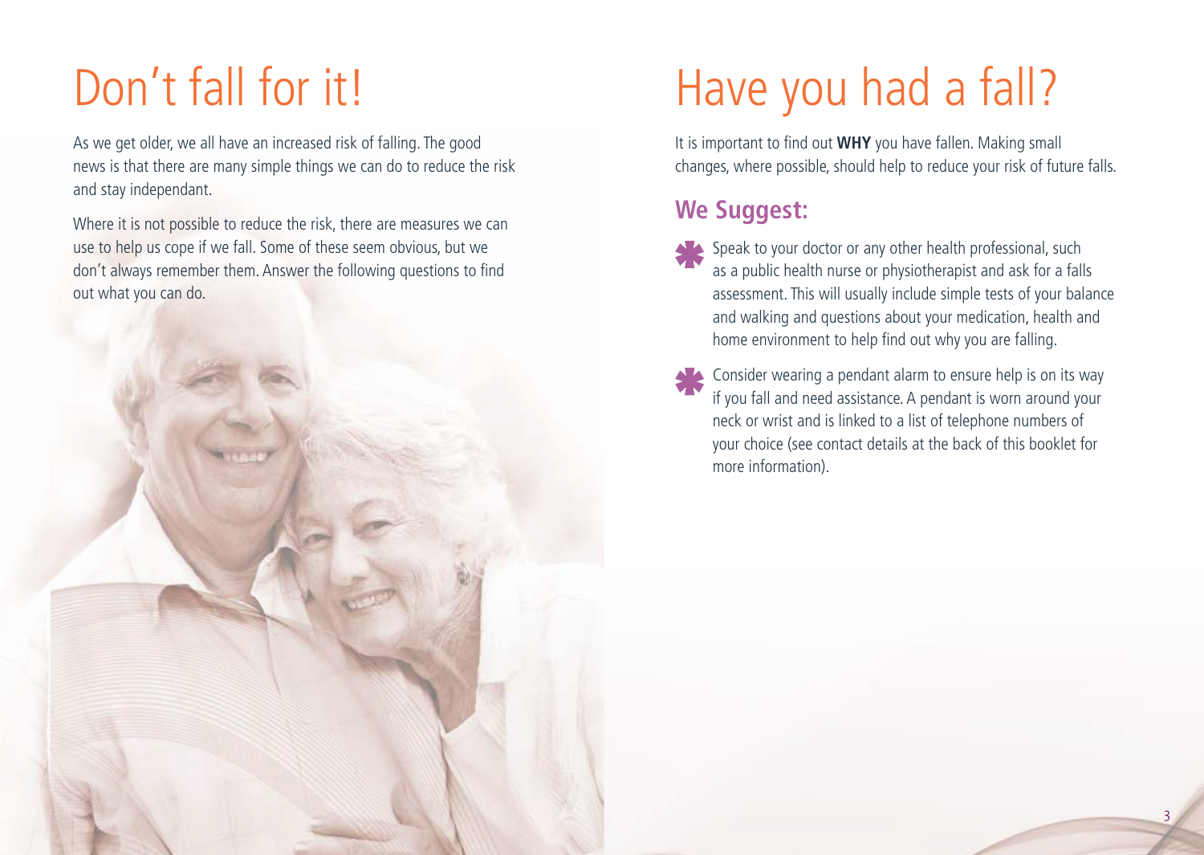# Don't fall for it!

As we get older, we all have an increased risk of falling. The good news is that there are many simple things we can do to reduce the risk and stay independant.

Where it is not possible to reduce the risk, there are measures we can use to help us cope if we fall. Some of these seem obvious, but we don't always remember them. Answer the following questions to find out what you can do.

# Have you had a fall?

It is important to find out **WHY** you have fallen. Making small changes, where possible, should help to reduce your risk of future falls.

## We Suggest:

- Speak to your doctor or any other health professional, such as a public health nurse or physiotherapist and ask for a falls assessment. This will usually include simple tests of your balance and walking and questions about your medication, health and home environment to help find out why you are falling.
- Consider wearing a pendant alarm to ensure help is on its way if you fall and need assistance. A pendant is worn around your neck or wrist and is linked to a list of telephone numbers of your choice (see contact details at the back of this booklet for more information).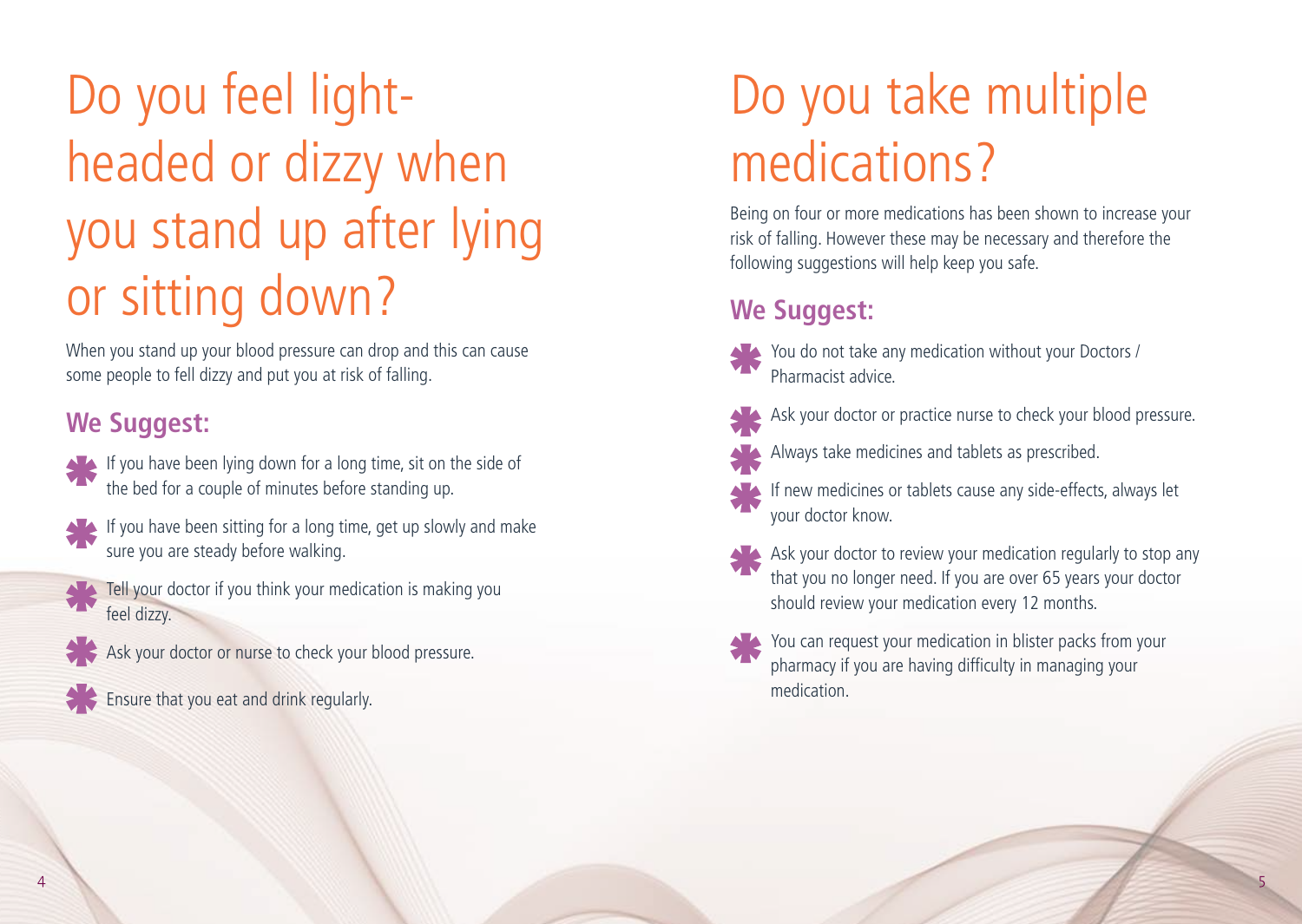# Do you feel light-headed or dizzy when you stand up after lying or sitting down?

When you stand up your blood pressure can drop and this can cause some people to fell dizzy and put you at risk of falling.

## We Suggest:

- If you have been lying down for a long time, sit on the side of the bed for a couple of minutes before standing up.
- If you have been sitting for a long time, get up slowly and make sure you are steady before walking.
- Tell your doctor if you think your medication is making you feel dizzy.
- Ask your doctor or nurse to check your blood pressure.
- Ensure that you eat and drink regularly.

# Do you take multiple medications?

Being on four or more medications has been shown to increase your risk of falling. However these may be necessary and therefore the following suggestions will help keep you safe.

## We Suggest:

- You do not take any medication without your Doctors / Pharmacist advice.
- Ask your doctor or practice nurse to check your blood pressure.
- Always take medicines and tablets as prescribed.
- If new medicines or tablets cause any side-effects, always let your doctor know.
- Ask your doctor to review your medication regularly to stop any that you no longer need. If you are over 65 years your doctor should review your medication every 12 months.
- You can request your medication in blister packs from your pharmacy if you are having difficulty in managing your medication.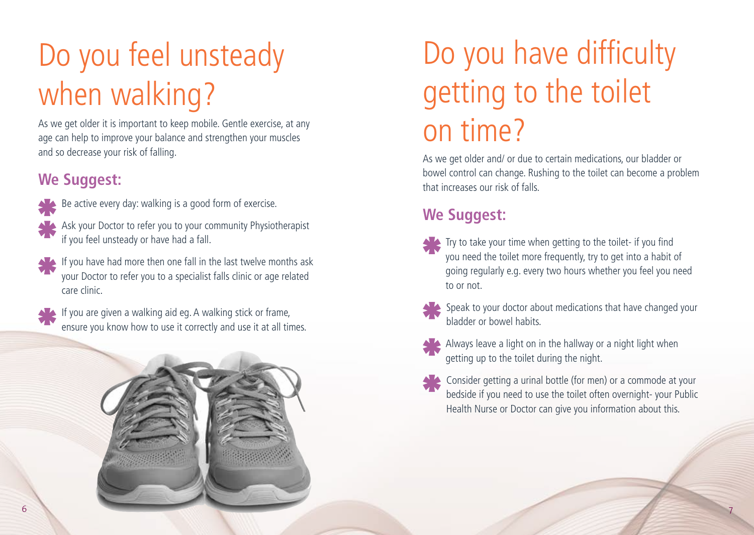# Do you feel unsteady when walking?

As we get older it is important to keep mobile. Gentle exercise, at any age can help to improve your balance and strengthen your muscles and so decrease your risk of falling.

## We Suggest:

- Be active every day: walking is a good form of exercise.
- Ask your Doctor to refer you to your community Physiotherapist if you feel unsteady or have had a fall.
- If you have had more then one fall in the last twelve months ask your Doctor to refer you to a specialist falls clinic or age related care clinic.
- If you are given a walking aid eg. A walking stick or frame, ensure you know how to use it correctly and use it at all times.

# Do you have difficulty getting to the toilet on time?

As we get older and/ or due to certain medications, our bladder or bowel control can change. Rushing to the toilet can become a problem that increases our risk of falls.

## We Suggest:

- Try to take your time when getting to the toilet- if you find you need the toilet more frequently, try to get into a habit of going regularly e.g. every two hours whether you feel you need to or not.
- Speak to your doctor about medications that have changed your bladder or bowel habits.
- Always leave a light on in the hallway or a night light when getting up to the toilet during the night.
- Consider getting a urinal bottle (for men) or a commode at your bedside if you need to use the toilet often overnight- your Public Health Nurse or Doctor can give you information about this.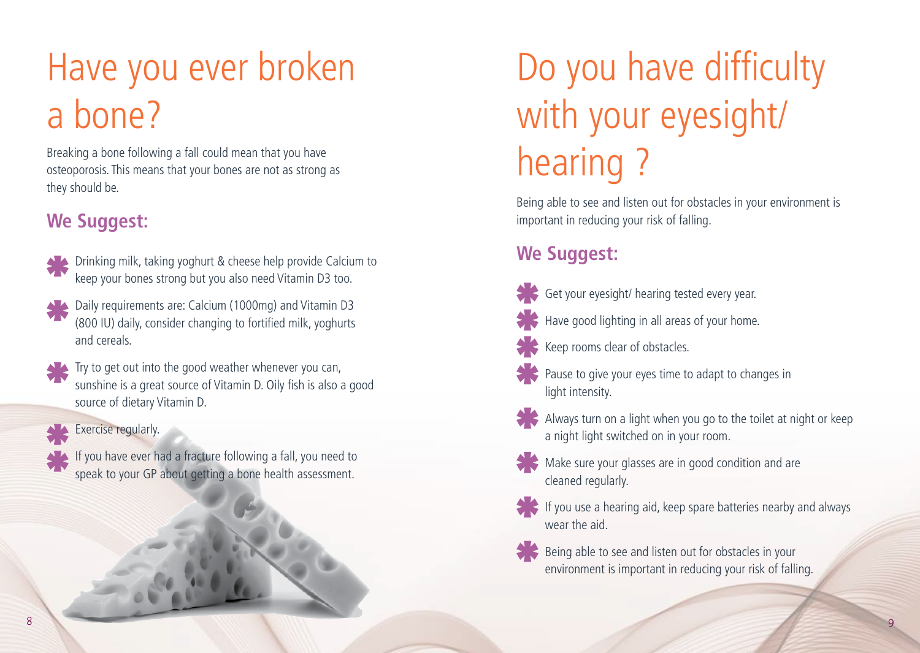# Have you ever broken a bone?

Breaking a bone following a fall could mean that you have osteoporosis. This means that your bones are not as strong as they should be.

## We Suggest:

- Drinking milk, taking yoghurt & cheese help provide Calcium to keep your bones strong but you also need Vitamin D3 too.
- Daily requirements are: Calcium (1000mg) and Vitamin D3 (800 IU) daily, consider changing to fortified milk, yoghurts and cereals.
- Try to get out into the good weather whenever you can, sunshine is a great source of Vitamin D. Oily fish is also a good source of dietary Vitamin D.
- Exercise regularly.
- If you have ever had a fracture following a fall, you need to speak to your GP about getting a bone health assessment.

# Do you have difficulty with your eyesight/ hearing ?

Being able to see and listen out for obstacles in your environment is important in reducing your risk of falling.

## We Suggest:

- Get your eyesight/ hearing tested every year.
- Have good lighting in all areas of your home.
- Keep rooms clear of obstacles.
- Pause to give your eyes time to adapt to changes in light intensity.
- Always turn on a light when you go to the toilet at night or keep a night light switched on in your room.
- Make sure your glasses are in good condition and are cleaned regularly.
- If you use a hearing aid, keep spare batteries nearby and always wear the aid.
- Being able to see and listen out for obstacles in your environment is important in reducing your risk of falling.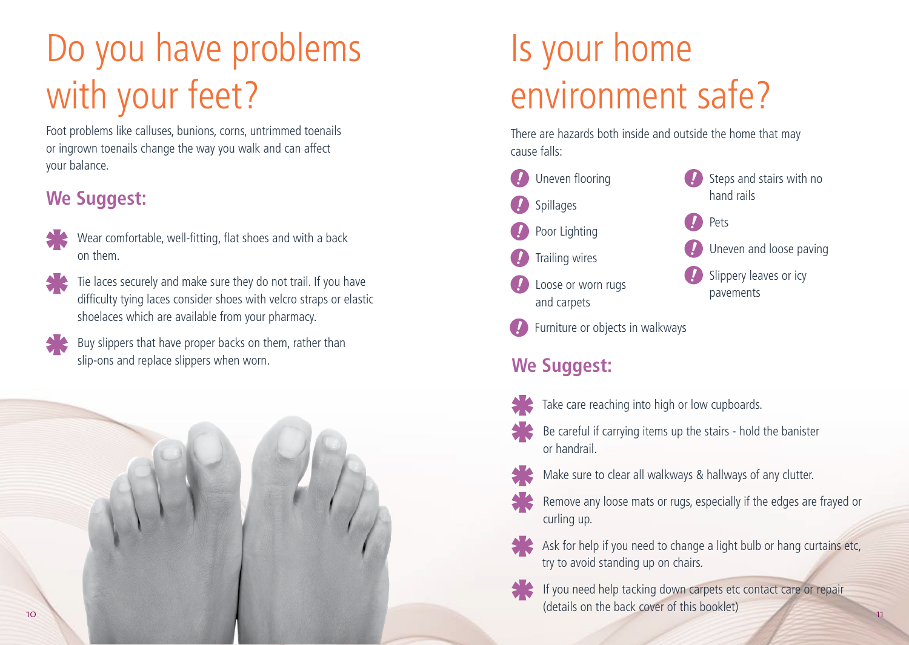# Do you have problems with your feet?

Foot problems like calluses, bunions, corns, untrimmed toenails or ingrown toenails change the way you walk and can affect your balance.

## We Suggest:

- Wear comfortable, well-fitting, flat shoes and with a back on them.
- Tie laces securely and make sure they do not trail. If you have difficulty tying laces consider shoes with velcro straps or elastic shoelaces which are available from your pharmacy.
- Buy slippers that have proper backs on them, rather than slip-ons and replace slippers when worn.

# Is your home environment safe?

There are hazards both inside and outside the home that may cause falls:

- Uneven flooring
- Spillages
- Poor Lighting
- Trailing wires
- Loose or worn rugs and carpets
- Furniture or objects in walkways
- Steps and stairs with no hand rails
- Pets
- Uneven and loose paving
- Slippery leaves or icy pavements

## We Suggest:

- Take care reaching into high or low cupboards.
- Be careful if carrying items up the stairs - hold the banister or handrail.
- Make sure to clear all walkways & hallways of any clutter.
- Remove any loose mats or rugs, especially if the edges are frayed or curling up.
- Ask for help if you need to change a light bulb or hang curtains etc, try to avoid standing up on chairs.
- If you need help tacking down carpets etc contact care or repair (details on the back cover of this booklet)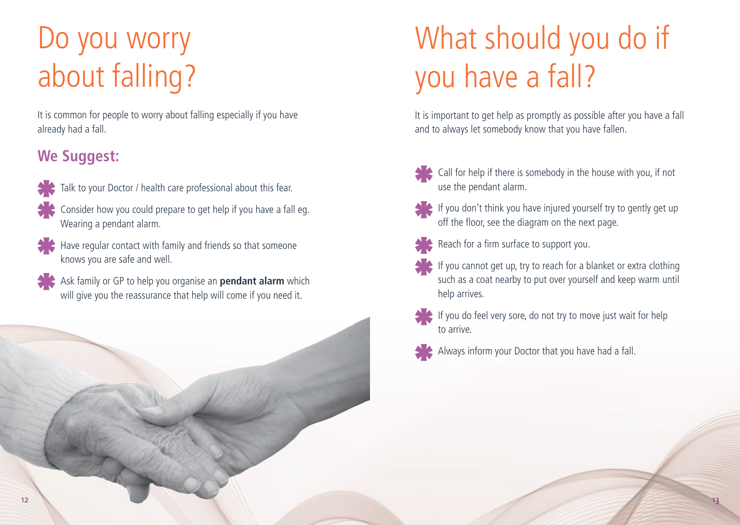# Do you worry about falling?

It is common for people to worry about falling especially if you have already had a fall.

## We Suggest:

- Talk to your Doctor / health care professional about this fear.
- Consider how you could prepare to get help if you have a fall eg. Wearing a pendant alarm.
- Have regular contact with family and friends so that someone knows you are safe and well.
- Ask family or GP to help you organise an **pendant alarm** which will give you the reassurance that help will come if you need it.

# What should you do if you have a fall?

It is important to get help as promptly as possible after you have a fall and to always let somebody know that you have fallen.

- Call for help if there is somebody in the house with you, if not use the pendant alarm.
- If you don't think you have injured yourself try to gently get up off the floor, see the diagram on the next page.
- Reach for a firm surface to support you.
- If you cannot get up, try to reach for a blanket or extra clothing such as a coat nearby to put over yourself and keep warm until help arrives.
- If you do feel very sore, do not try to move just wait for help to arrive.
- Always inform your Doctor that you have had a fall.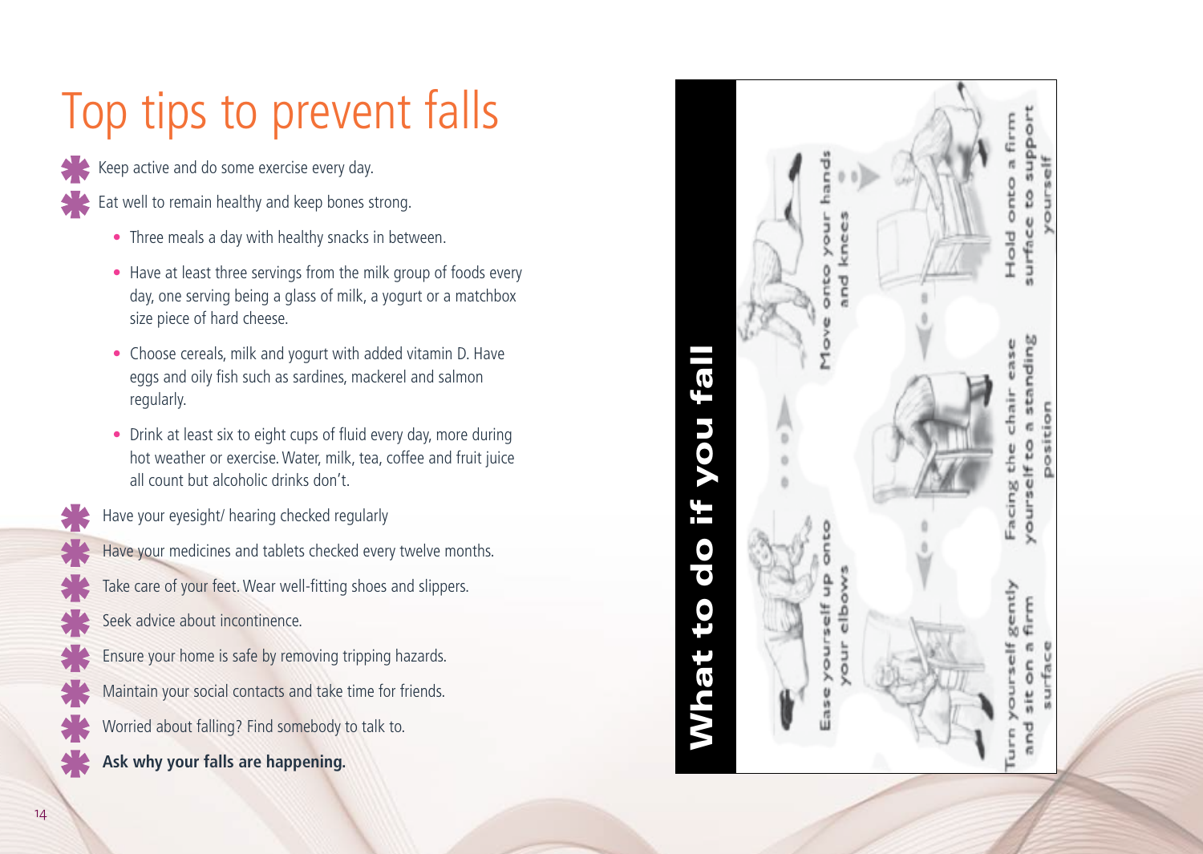# Top tips to prevent falls

- Keep active and do some exercise every day.
- Eat well to remain healthy and keep bones strong.
  - Three meals a day with healthy snacks in between.
  - Have at least three servings from the milk group of foods every day, one serving being a glass of milk, a yogurt or a matchbox size piece of hard cheese.
  - Choose cereals, milk and yogurt with added vitamin D. Have eggs and oily fish such as sardines, mackerel and salmon regularly.
  - Drink at least six to eight cups of fluid every day, more during hot weather or exercise. Water, milk, tea, coffee and fruit juice all count but alcoholic drinks don't.
- Have your eyesight/ hearing checked regularly
- Have your medicines and tablets checked every twelve months.
- Take care of your feet. Wear well-fitting shoes and slippers.
- Seek advice about incontinence.
- Ensure your home is safe by removing tripping hazards.
- Maintain your social contacts and take time for friends.
- Worried about falling? Find somebody to talk to.
- **Ask why your falls are happening.**

# What to do if you fall

Ease yourself up onto your elbows

Move onto your hands and knees

Hold onto a firm surface to support yourself

Facing the chair ease yourself to a standing position

Turn yourself gently and sit on a firm surface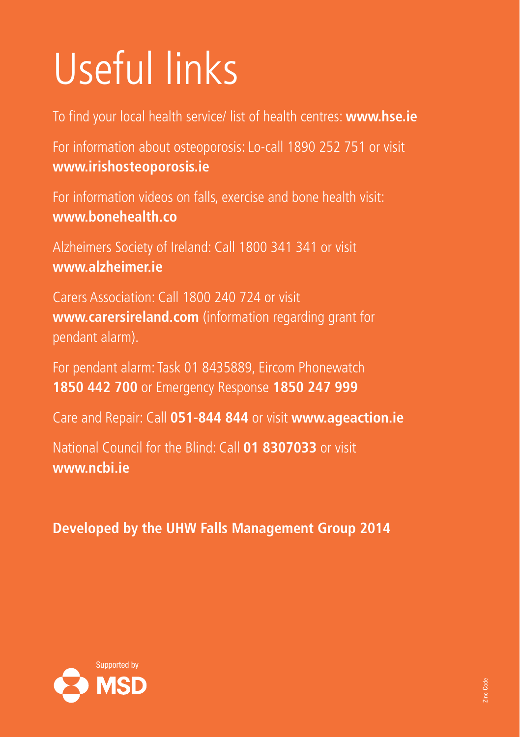# Useful links

To find your local health service/ list of health centres: **www.hse.ie**

For information about osteoporosis: Lo-call 1890 252 751 or visit **www.irishosteoporosis.ie**

For information videos on falls, exercise and bone health visit: **www.bonehealth.co**

Alzheimers Society of Ireland: Call 1800 341 341 or visit **www.alzheimer.ie**

Carers Association: Call 1800 240 724 or visit **www.carersireland.com** (information regarding grant for pendant alarm).

For pendant alarm: Task 01 8435889, Eircom Phonewatch **1850 442 700** or Emergency Response **1850 247 999**

Care and Repair: Call **051-844 844** or visit **www.ageaction.ie**

National Council for the Blind: Call **01 8307033** or visit **www.ncbi.ie**

**Developed by the UHW Falls Management Group 2014**

Supported by MSD

Zinc Code